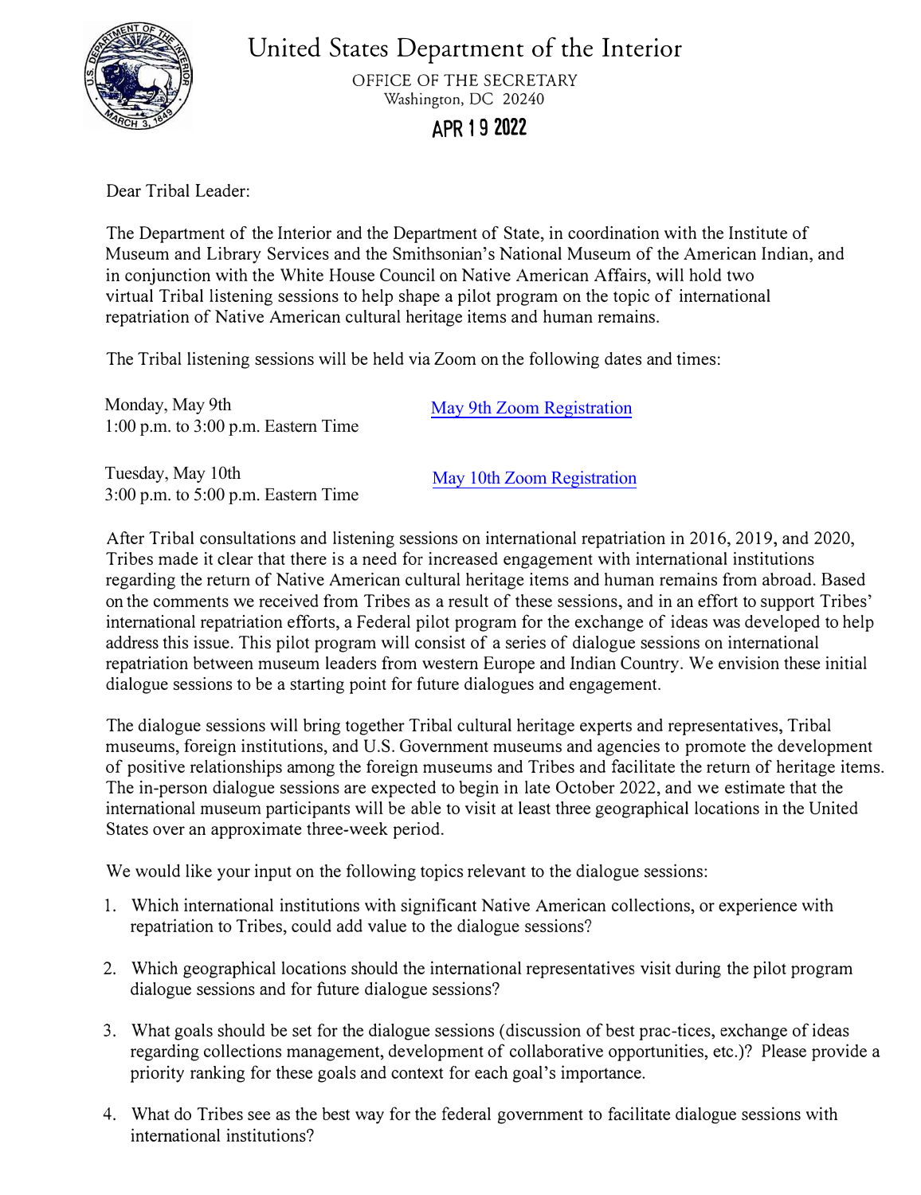# United States Department of the Interior

OFFICE OF THE SECRETARY
Washington, DC 20240

**APR 19 2022**

Dear Tribal Leader:

The Department of the Interior and the Department of State, in coordination with the Institute of Museum and Library Services and the Smithsonian's National Museum of the American Indian, and in conjunction with the White House Council on Native American Affairs, will hold two virtual Tribal listening sessions to help shape a pilot program on the topic of international repatriation of Native American cultural heritage items and human remains.

The Tribal listening sessions will be held via Zoom on the following dates and times:

| | |
|---|---|
| Monday, May 9th<br>1:00 p.m. to 3:00 p.m. Eastern Time | May 9th Zoom Registration |
| Tuesday, May 10th<br>3:00 p.m. to 5:00 p.m. Eastern Time | May 10th Zoom Registration |

After Tribal consultations and listening sessions on international repatriation in 2016, 2019, and 2020, Tribes made it clear that there is a need for increased engagement with international institutions regarding the return of Native American cultural heritage items and human remains from abroad. Based on the comments we received from Tribes as a result of these sessions, and in an effort to support Tribes' international repatriation efforts, a Federal pilot program for the exchange of ideas was developed to help address this issue. This pilot program will consist of a series of dialogue sessions on international repatriation between museum leaders from western Europe and Indian Country. We envision these initial dialogue sessions to be a starting point for future dialogues and engagement.

The dialogue sessions will bring together Tribal cultural heritage experts and representatives, Tribal museums, foreign institutions, and U.S. Government museums and agencies to promote the development of positive relationships among the foreign museums and Tribes and facilitate the return of heritage items. The in-person dialogue sessions are expected to begin in late October 2022, and we estimate that the international museum participants will be able to visit at least three geographical locations in the United States over an approximate three-week period.

We would like your input on the following topics relevant to the dialogue sessions:

1. Which international institutions with significant Native American collections, or experience with repatriation to Tribes, could add value to the dialogue sessions?
2. Which geographical locations should the international representatives visit during the pilot program dialogue sessions and for future dialogue sessions?
3. What goals should be set for the dialogue sessions (discussion of best prac-tices, exchange of ideas regarding collections management, development of collaborative opportunities, etc.)? Please provide a priority ranking for these goals and context for each goal's importance.
4. What do Tribes see as the best way for the federal government to facilitate dialogue sessions with international institutions?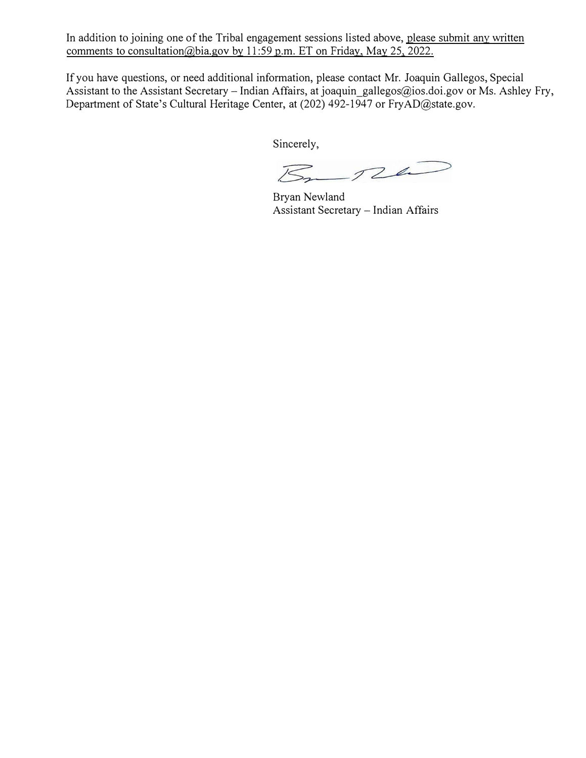In addition to joining one of the Tribal engagement sessions listed above, please submit any written comments to consultation@bia.gov by 11:59 p.m. ET on Friday, May 25, 2022.

If you have questions, or need additional information, please contact Mr. Joaquin Gallegos, Special Assistant to the Assistant Secretary – Indian Affairs, at joaquin_gallegos@ios.doi.gov or Ms. Ashley Fry, Department of State's Cultural Heritage Center, at (202) 492-1947 or FryAD@state.gov.

Sincerely,

Bryan Newland
Assistant Secretary – Indian Affairs